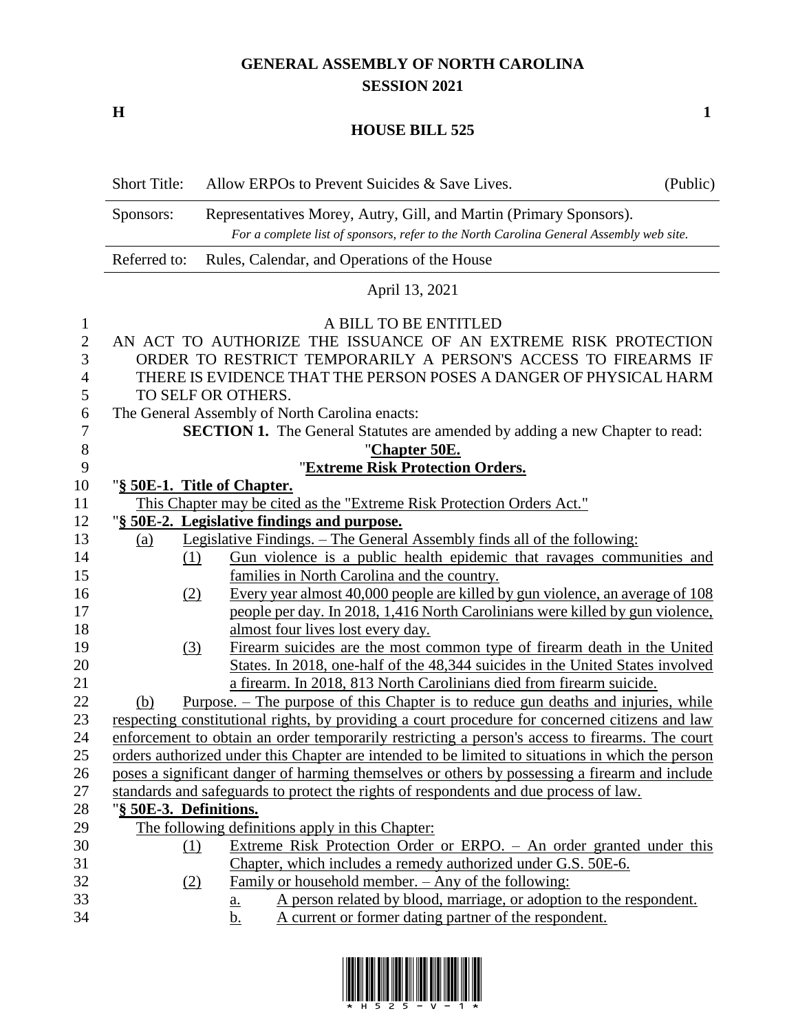# GENERAL ASSEMBLY OF NORTH CAROLINA
## SESSION 2021

**H** **1**

## HOUSE BILL 525

| | | |
|---|---|---|
| Short Title: | Allow ERPOs to Prevent Suicides & Save Lives. | (Public) |
| Sponsors: | Representatives Morey, Autry, Gill, and Martin (Primary Sponsors). *For a complete list of sponsors, refer to the North Carolina General Assembly web site.* | |
| Referred to: | Rules, Calendar, and Operations of the House | |

April 13, 2021

A BILL TO BE ENTITLED

AN ACT TO AUTHORIZE THE ISSUANCE OF AN EXTREME RISK PROTECTION ORDER TO RESTRICT TEMPORARILY A PERSON'S ACCESS TO FIREARMS IF THERE IS EVIDENCE THAT THE PERSON POSES A DANGER OF PHYSICAL HARM TO SELF OR OTHERS.

The General Assembly of North Carolina enacts:

**SECTION 1.** The General Statutes are amended by adding a new Chapter to read:

"**Chapter 50E.**

"**Extreme Risk Protection Orders.**

"**§ 50E-1. Title of Chapter.**

This Chapter may be cited as the "Extreme Risk Protection Orders Act."

"**§ 50E-2. Legislative findings and purpose.**

(a) Legislative Findings. – The General Assembly finds all of the following:

(1) Gun violence is a public health epidemic that ravages communities and families in North Carolina and the country.

(2) Every year almost 40,000 people are killed by gun violence, an average of 108 people per day. In 2018, 1,416 North Carolinians were killed by gun violence, almost four lives lost every day.

(3) Firearm suicides are the most common type of firearm death in the United States. In 2018, one-half of the 48,344 suicides in the United States involved a firearm. In 2018, 813 North Carolinians died from firearm suicide.

(b) Purpose. – The purpose of this Chapter is to reduce gun deaths and injuries, while respecting constitutional rights, by providing a court procedure for concerned citizens and law enforcement to obtain an order temporarily restricting a person's access to firearms. The court orders authorized under this Chapter are intended to be limited to situations in which the person poses a significant danger of harming themselves or others by possessing a firearm and include standards and safeguards to protect the rights of respondents and due process of law.

"**§ 50E-3. Definitions.**

The following definitions apply in this Chapter:

(1) Extreme Risk Protection Order or ERPO. – An order granted under this Chapter, which includes a remedy authorized under G.S. 50E-6.

(2) Family or household member. – Any of the following:

a. A person related by blood, marriage, or adoption to the respondent.

b. A current or former dating partner of the respondent.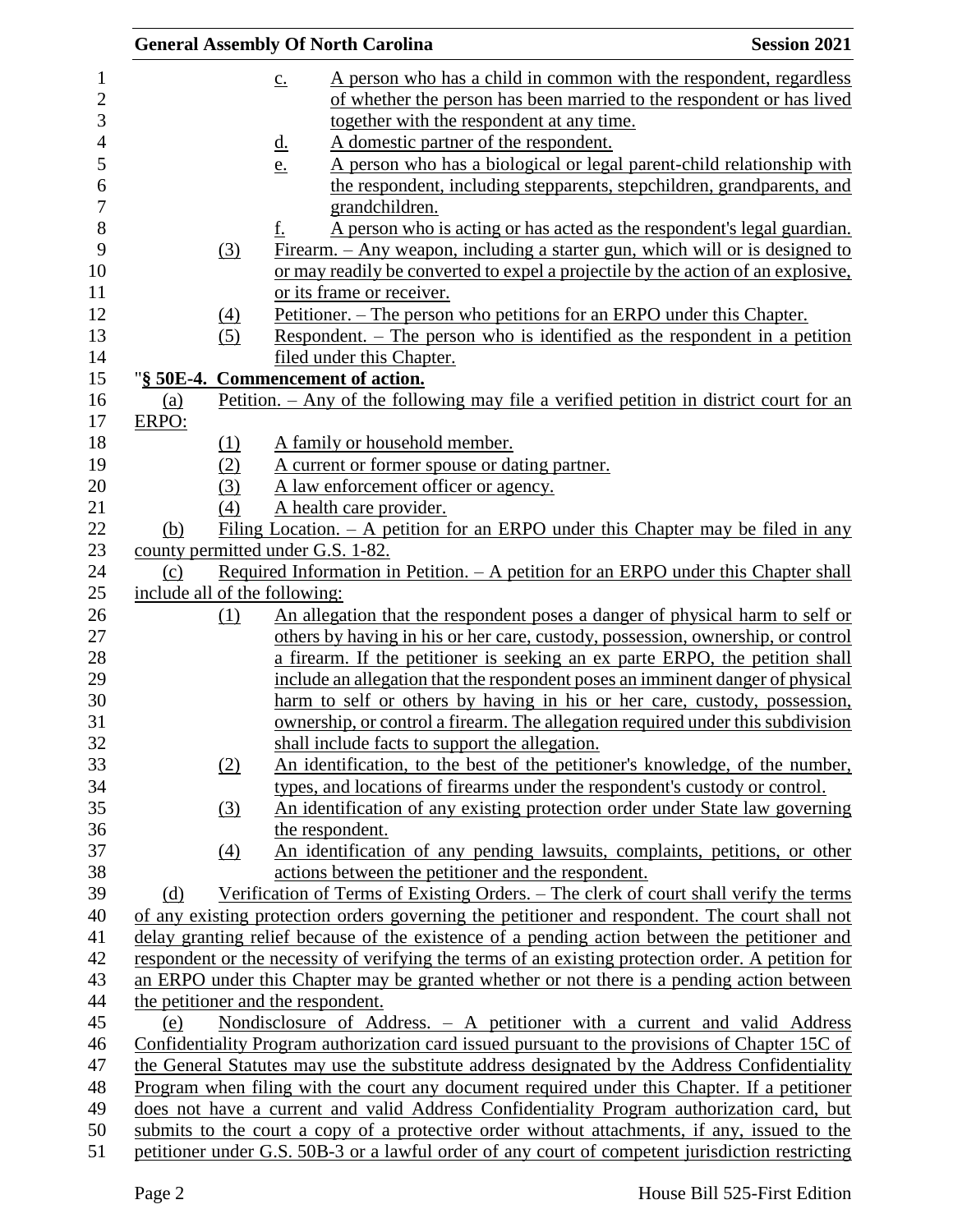c. A person who has a child in common with the respondent, regardless of whether the person has been married to the respondent or has lived together with the respondent at any time.

d. A domestic partner of the respondent.

e. A person who has a biological or legal parent-child relationship with the respondent, including stepparents, stepchildren, grandparents, and grandchildren.

f. A person who is acting or has acted as the respondent's legal guardian.

(3) Firearm. – Any weapon, including a starter gun, which will or is designed to or may readily be converted to expel a projectile by the action of an explosive, or its frame or receiver.

(4) Petitioner. – The person who petitions for an ERPO under this Chapter.

(5) Respondent. – The person who is identified as the respondent in a petition filed under this Chapter.

"**§ 50E-4. Commencement of action.**

(a) Petition. – Any of the following may file a verified petition in district court for an ERPO:

(1) A family or household member.

(2) A current or former spouse or dating partner.

(3) A law enforcement officer or agency.

(4) A health care provider.

(b) Filing Location. – A petition for an ERPO under this Chapter may be filed in any county permitted under G.S. 1-82.

(c) Required Information in Petition. – A petition for an ERPO under this Chapter shall include all of the following:

(1) An allegation that the respondent poses a danger of physical harm to self or others by having in his or her care, custody, possession, ownership, or control a firearm. If the petitioner is seeking an ex parte ERPO, the petition shall include an allegation that the respondent poses an imminent danger of physical harm to self or others by having in his or her care, custody, possession, ownership, or control a firearm. The allegation required under this subdivision shall include facts to support the allegation.

(2) An identification, to the best of the petitioner's knowledge, of the number, types, and locations of firearms under the respondent's custody or control.

(3) An identification of any existing protection order under State law governing the respondent.

(4) An identification of any pending lawsuits, complaints, petitions, or other actions between the petitioner and the respondent.

(d) Verification of Terms of Existing Orders. – The clerk of court shall verify the terms of any existing protection orders governing the petitioner and respondent. The court shall not delay granting relief because of the existence of a pending action between the petitioner and respondent or the necessity of verifying the terms of an existing protection order. A petition for an ERPO under this Chapter may be granted whether or not there is a pending action between the petitioner and the respondent.

(e) Nondisclosure of Address. – A petitioner with a current and valid Address Confidentiality Program authorization card issued pursuant to the provisions of Chapter 15C of the General Statutes may use the substitute address designated by the Address Confidentiality Program when filing with the court any document required under this Chapter. If a petitioner does not have a current and valid Address Confidentiality Program authorization card, but submits to the court a copy of a protective order without attachments, if any, issued to the petitioner under G.S. 50B-3 or a lawful order of any court of competent jurisdiction restricting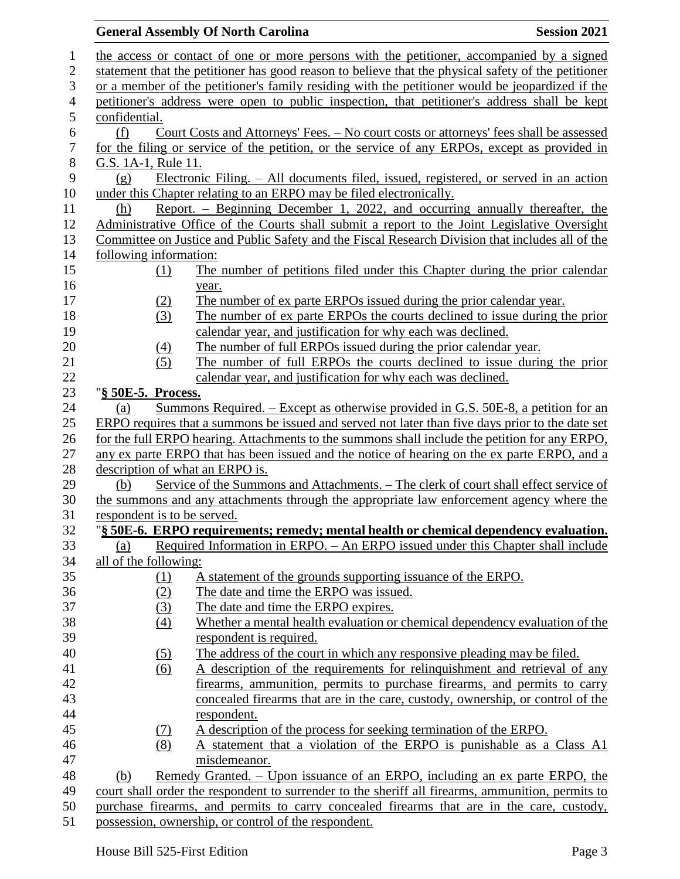the access or contact of one or more persons with the petitioner, accompanied by a signed statement that the petitioner has good reason to believe that the physical safety of the petitioner or a member of the petitioner's family residing with the petitioner would be jeopardized if the petitioner's address were open to public inspection, that petitioner's address shall be kept confidential.

(f) Court Costs and Attorneys' Fees. – No court costs or attorneys' fees shall be assessed for the filing or service of the petition, or the service of any ERPOs, except as provided in G.S. 1A-1, Rule 11.

(g) Electronic Filing. – All documents filed, issued, registered, or served in an action under this Chapter relating to an ERPO may be filed electronically.

(h) Report. – Beginning December 1, 2022, and occurring annually thereafter, the Administrative Office of the Courts shall submit a report to the Joint Legislative Oversight Committee on Justice and Public Safety and the Fiscal Research Division that includes all of the following information:

(1) The number of petitions filed under this Chapter during the prior calendar year.

(2) The number of ex parte ERPOs issued during the prior calendar year.

(3) The number of ex parte ERPOs the courts declined to issue during the prior calendar year, and justification for why each was declined.

(4) The number of full ERPOs issued during the prior calendar year.

(5) The number of full ERPOs the courts declined to issue during the prior calendar year, and justification for why each was declined.

"**§ 50E-5. Process.**

(a) Summons Required. – Except as otherwise provided in G.S. 50E-8, a petition for an ERPO requires that a summons be issued and served not later than five days prior to the date set for the full ERPO hearing. Attachments to the summons shall include the petition for any ERPO, any ex parte ERPO that has been issued and the notice of hearing on the ex parte ERPO, and a description of what an ERPO is.

(b) Service of the Summons and Attachments. – The clerk of court shall effect service of the summons and any attachments through the appropriate law enforcement agency where the respondent is to be served.

"**§ 50E-6. ERPO requirements; remedy; mental health or chemical dependency evaluation.**

(a) Required Information in ERPO. – An ERPO issued under this Chapter shall include all of the following:

(1) A statement of the grounds supporting issuance of the ERPO.

(2) The date and time the ERPO was issued.

(3) The date and time the ERPO expires.

(4) Whether a mental health evaluation or chemical dependency evaluation of the respondent is required.

(5) The address of the court in which any responsive pleading may be filed.

(6) A description of the requirements for relinquishment and retrieval of any firearms, ammunition, permits to purchase firearms, and permits to carry concealed firearms that are in the care, custody, ownership, or control of the respondent.

(7) A description of the process for seeking termination of the ERPO.

(8) A statement that a violation of the ERPO is punishable as a Class A1 misdemeanor.

(b) Remedy Granted. – Upon issuance of an ERPO, including an ex parte ERPO, the court shall order the respondent to surrender to the sheriff all firearms, ammunition, permits to purchase firearms, and permits to carry concealed firearms that are in the care, custody, possession, ownership, or control of the respondent.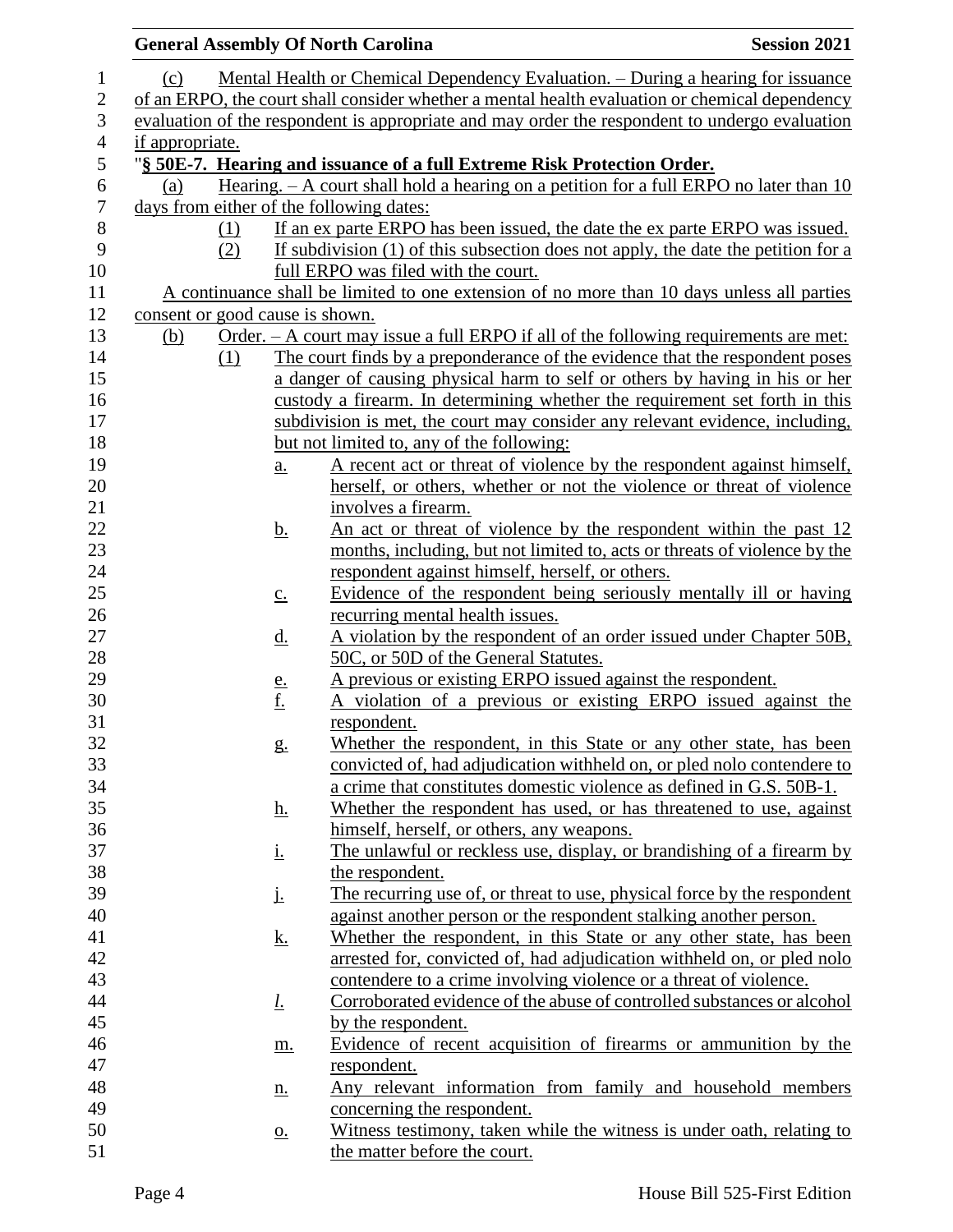(c) Mental Health or Chemical Dependency Evaluation. – During a hearing for issuance of an ERPO, the court shall consider whether a mental health evaluation or chemical dependency evaluation of the respondent is appropriate and may order the respondent to undergo evaluation if appropriate.

"**§ 50E-7. Hearing and issuance of a full Extreme Risk Protection Order.**

(a) Hearing. – A court shall hold a hearing on a petition for a full ERPO no later than 10 days from either of the following dates:

(1) If an ex parte ERPO has been issued, the date the ex parte ERPO was issued.

(2) If subdivision (1) of this subsection does not apply, the date the petition for a full ERPO was filed with the court.

A continuance shall be limited to one extension of no more than 10 days unless all parties consent or good cause is shown.

(b) Order. – A court may issue a full ERPO if all of the following requirements are met:

(1) The court finds by a preponderance of the evidence that the respondent poses a danger of causing physical harm to self or others by having in his or her custody a firearm. In determining whether the requirement set forth in this subdivision is met, the court may consider any relevant evidence, including, but not limited to, any of the following:

a. A recent act or threat of violence by the respondent against himself, herself, or others, whether or not the violence or threat of violence involves a firearm.

b. An act or threat of violence by the respondent within the past 12 months, including, but not limited to, acts or threats of violence by the respondent against himself, herself, or others.

c. Evidence of the respondent being seriously mentally ill or having recurring mental health issues.

d. A violation by the respondent of an order issued under Chapter 50B, 50C, or 50D of the General Statutes.

e. A previous or existing ERPO issued against the respondent.

f. A violation of a previous or existing ERPO issued against the respondent.

g. Whether the respondent, in this State or any other state, has been convicted of, had adjudication withheld on, or pled nolo contendere to a crime that constitutes domestic violence as defined in G.S. 50B-1.

h. Whether the respondent has used, or has threatened to use, against himself, herself, or others, any weapons.

i. The unlawful or reckless use, display, or brandishing of a firearm by the respondent.

j. The recurring use of, or threat to use, physical force by the respondent against another person or the respondent stalking another person.

k. Whether the respondent, in this State or any other state, has been arrested for, convicted of, had adjudication withheld on, or pled nolo contendere to a crime involving violence or a threat of violence.

*l.* Corroborated evidence of the abuse of controlled substances or alcohol by the respondent.

m. Evidence of recent acquisition of firearms or ammunition by the respondent.

n. Any relevant information from family and household members concerning the respondent.

o. Witness testimony, taken while the witness is under oath, relating to the matter before the court.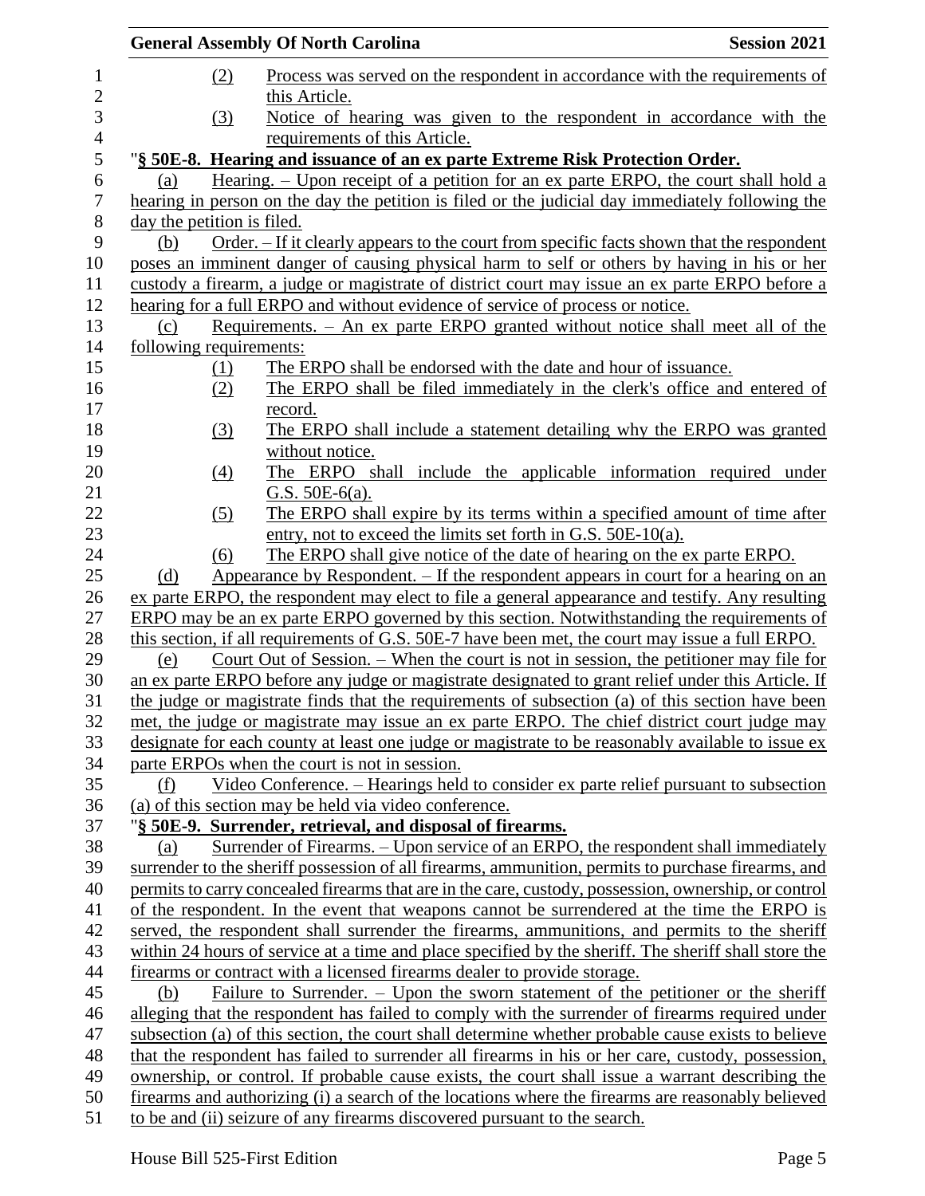(2) Process was served on the respondent in accordance with the requirements of this Article.

(3) Notice of hearing was given to the respondent in accordance with the requirements of this Article.

"**§ 50E-8. Hearing and issuance of an ex parte Extreme Risk Protection Order.**

(a) Hearing. – Upon receipt of a petition for an ex parte ERPO, the court shall hold a hearing in person on the day the petition is filed or the judicial day immediately following the day the petition is filed.

(b) Order. – If it clearly appears to the court from specific facts shown that the respondent poses an imminent danger of causing physical harm to self or others by having in his or her custody a firearm, a judge or magistrate of district court may issue an ex parte ERPO before a hearing for a full ERPO and without evidence of service of process or notice.

(c) Requirements. – An ex parte ERPO granted without notice shall meet all of the following requirements:

(1) The ERPO shall be endorsed with the date and hour of issuance.

(2) The ERPO shall be filed immediately in the clerk's office and entered of record.

(3) The ERPO shall include a statement detailing why the ERPO was granted without notice.

(4) The ERPO shall include the applicable information required under G.S. 50E-6(a).

(5) The ERPO shall expire by its terms within a specified amount of time after entry, not to exceed the limits set forth in G.S. 50E-10(a).

(6) The ERPO shall give notice of the date of hearing on the ex parte ERPO.

(d) Appearance by Respondent. – If the respondent appears in court for a hearing on an ex parte ERPO, the respondent may elect to file a general appearance and testify. Any resulting ERPO may be an ex parte ERPO governed by this section. Notwithstanding the requirements of this section, if all requirements of G.S. 50E-7 have been met, the court may issue a full ERPO.

(e) Court Out of Session. – When the court is not in session, the petitioner may file for an ex parte ERPO before any judge or magistrate designated to grant relief under this Article. If the judge or magistrate finds that the requirements of subsection (a) of this section have been met, the judge or magistrate may issue an ex parte ERPO. The chief district court judge may designate for each county at least one judge or magistrate to be reasonably available to issue ex parte ERPOs when the court is not in session.

(f) Video Conference. – Hearings held to consider ex parte relief pursuant to subsection (a) of this section may be held via video conference.

"**§ 50E-9. Surrender, retrieval, and disposal of firearms.**

(a) Surrender of Firearms. – Upon service of an ERPO, the respondent shall immediately surrender to the sheriff possession of all firearms, ammunition, permits to purchase firearms, and permits to carry concealed firearms that are in the care, custody, possession, ownership, or control of the respondent. In the event that weapons cannot be surrendered at the time the ERPO is served, the respondent shall surrender the firearms, ammunitions, and permits to the sheriff within 24 hours of service at a time and place specified by the sheriff. The sheriff shall store the firearms or contract with a licensed firearms dealer to provide storage.

(b) Failure to Surrender. – Upon the sworn statement of the petitioner or the sheriff alleging that the respondent has failed to comply with the surrender of firearms required under subsection (a) of this section, the court shall determine whether probable cause exists to believe that the respondent has failed to surrender all firearms in his or her care, custody, possession, ownership, or control. If probable cause exists, the court shall issue a warrant describing the firearms and authorizing (i) a search of the locations where the firearms are reasonably believed to be and (ii) seizure of any firearms discovered pursuant to the search.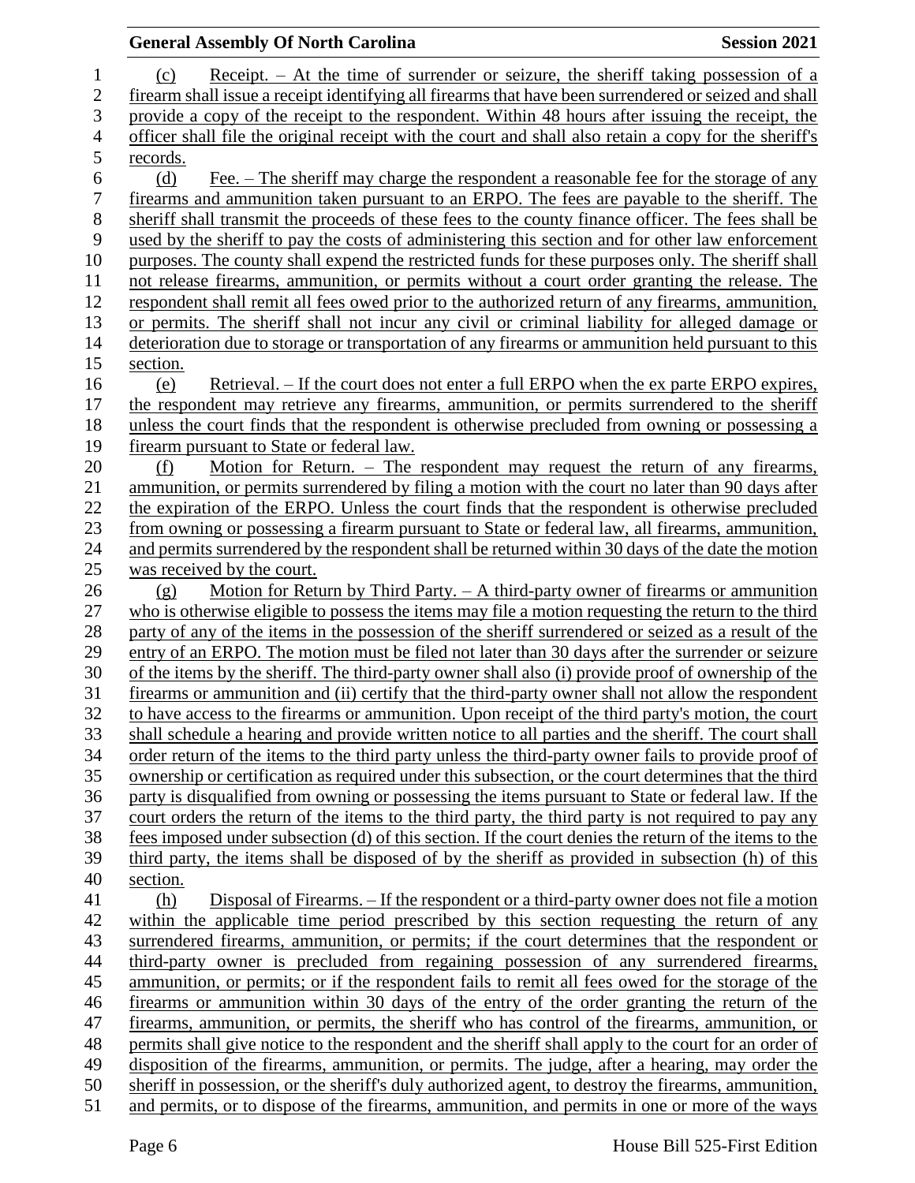(c) Receipt. – At the time of surrender or seizure, the sheriff taking possession of a firearm shall issue a receipt identifying all firearms that have been surrendered or seized and shall provide a copy of the receipt to the respondent. Within 48 hours after issuing the receipt, the officer shall file the original receipt with the court and shall also retain a copy for the sheriff's records.

(d) Fee. – The sheriff may charge the respondent a reasonable fee for the storage of any firearms and ammunition taken pursuant to an ERPO. The fees are payable to the sheriff. The sheriff shall transmit the proceeds of these fees to the county finance officer. The fees shall be used by the sheriff to pay the costs of administering this section and for other law enforcement purposes. The county shall expend the restricted funds for these purposes only. The sheriff shall not release firearms, ammunition, or permits without a court order granting the release. The respondent shall remit all fees owed prior to the authorized return of any firearms, ammunition, or permits. The sheriff shall not incur any civil or criminal liability for alleged damage or deterioration due to storage or transportation of any firearms or ammunition held pursuant to this section.

(e) Retrieval. – If the court does not enter a full ERPO when the ex parte ERPO expires, the respondent may retrieve any firearms, ammunition, or permits surrendered to the sheriff unless the court finds that the respondent is otherwise precluded from owning or possessing a firearm pursuant to State or federal law.

(f) Motion for Return. – The respondent may request the return of any firearms, ammunition, or permits surrendered by filing a motion with the court no later than 90 days after the expiration of the ERPO. Unless the court finds that the respondent is otherwise precluded from owning or possessing a firearm pursuant to State or federal law, all firearms, ammunition, and permits surrendered by the respondent shall be returned within 30 days of the date the motion was received by the court.

(g) Motion for Return by Third Party. – A third-party owner of firearms or ammunition who is otherwise eligible to possess the items may file a motion requesting the return to the third party of any of the items in the possession of the sheriff surrendered or seized as a result of the entry of an ERPO. The motion must be filed not later than 30 days after the surrender or seizure of the items by the sheriff. The third-party owner shall also (i) provide proof of ownership of the firearms or ammunition and (ii) certify that the third-party owner shall not allow the respondent to have access to the firearms or ammunition. Upon receipt of the third party's motion, the court shall schedule a hearing and provide written notice to all parties and the sheriff. The court shall order return of the items to the third party unless the third-party owner fails to provide proof of ownership or certification as required under this subsection, or the court determines that the third party is disqualified from owning or possessing the items pursuant to State or federal law. If the court orders the return of the items to the third party, the third party is not required to pay any fees imposed under subsection (d) of this section. If the court denies the return of the items to the third party, the items shall be disposed of by the sheriff as provided in subsection (h) of this section.

(h) Disposal of Firearms. – If the respondent or a third-party owner does not file a motion within the applicable time period prescribed by this section requesting the return of any surrendered firearms, ammunition, or permits; if the court determines that the respondent or third-party owner is precluded from regaining possession of any surrendered firearms, ammunition, or permits; or if the respondent fails to remit all fees owed for the storage of the firearms or ammunition within 30 days of the entry of the order granting the return of the firearms, ammunition, or permits, the sheriff who has control of the firearms, ammunition, or permits shall give notice to the respondent and the sheriff shall apply to the court for an order of disposition of the firearms, ammunition, or permits. The judge, after a hearing, may order the sheriff in possession, or the sheriff's duly authorized agent, to destroy the firearms, ammunition, and permits, or to dispose of the firearms, ammunition, and permits in one or more of the ways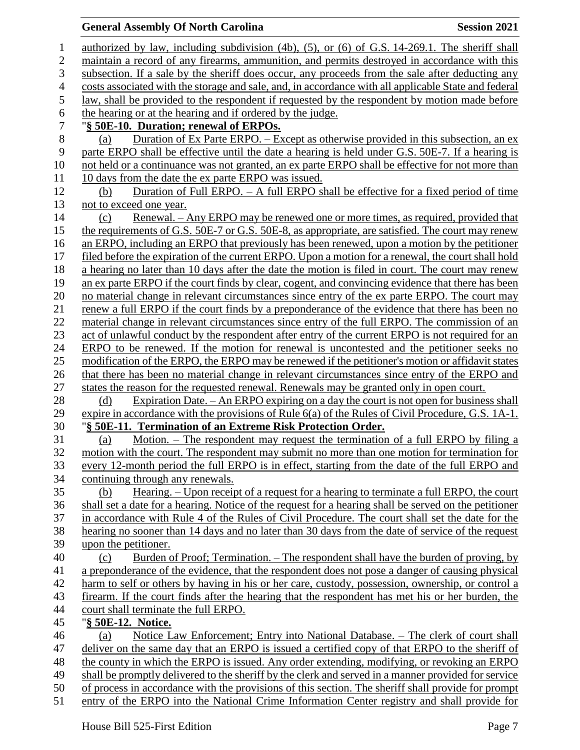authorized by law, including subdivision (4b), (5), or (6) of G.S. 14-269.1. The sheriff shall maintain a record of any firearms, ammunition, and permits destroyed in accordance with this subsection. If a sale by the sheriff does occur, any proceeds from the sale after deducting any costs associated with the storage and sale, and, in accordance with all applicable State and federal law, shall be provided to the respondent if requested by the respondent by motion made before the hearing or at the hearing and if ordered by the judge.

"**§ 50E-10. Duration; renewal of ERPOs.**

(a) Duration of Ex Parte ERPO. – Except as otherwise provided in this subsection, an ex parte ERPO shall be effective until the date a hearing is held under G.S. 50E-7. If a hearing is not held or a continuance was not granted, an ex parte ERPO shall be effective for not more than 10 days from the date the ex parte ERPO was issued.

(b) Duration of Full ERPO. – A full ERPO shall be effective for a fixed period of time not to exceed one year.

(c) Renewal. – Any ERPO may be renewed one or more times, as required, provided that the requirements of G.S. 50E-7 or G.S. 50E-8, as appropriate, are satisfied. The court may renew an ERPO, including an ERPO that previously has been renewed, upon a motion by the petitioner filed before the expiration of the current ERPO. Upon a motion for a renewal, the court shall hold a hearing no later than 10 days after the date the motion is filed in court. The court may renew an ex parte ERPO if the court finds by clear, cogent, and convincing evidence that there has been no material change in relevant circumstances since entry of the ex parte ERPO. The court may renew a full ERPO if the court finds by a preponderance of the evidence that there has been no material change in relevant circumstances since entry of the full ERPO. The commission of an act of unlawful conduct by the respondent after entry of the current ERPO is not required for an ERPO to be renewed. If the motion for renewal is uncontested and the petitioner seeks no modification of the ERPO, the ERPO may be renewed if the petitioner's motion or affidavit states that there has been no material change in relevant circumstances since entry of the ERPO and states the reason for the requested renewal. Renewals may be granted only in open court.

(d) Expiration Date. – An ERPO expiring on a day the court is not open for business shall expire in accordance with the provisions of Rule 6(a) of the Rules of Civil Procedure, G.S. 1A-1.

"**§ 50E-11. Termination of an Extreme Risk Protection Order.**

(a) Motion. – The respondent may request the termination of a full ERPO by filing a motion with the court. The respondent may submit no more than one motion for termination for every 12-month period the full ERPO is in effect, starting from the date of the full ERPO and continuing through any renewals.

(b) Hearing. – Upon receipt of a request for a hearing to terminate a full ERPO, the court shall set a date for a hearing. Notice of the request for a hearing shall be served on the petitioner in accordance with Rule 4 of the Rules of Civil Procedure. The court shall set the date for the hearing no sooner than 14 days and no later than 30 days from the date of service of the request upon the petitioner.

(c) Burden of Proof; Termination. – The respondent shall have the burden of proving, by a preponderance of the evidence, that the respondent does not pose a danger of causing physical harm to self or others by having in his or her care, custody, possession, ownership, or control a firearm. If the court finds after the hearing that the respondent has met his or her burden, the court shall terminate the full ERPO.

"**§ 50E-12. Notice.**

(a) Notice Law Enforcement; Entry into National Database. – The clerk of court shall deliver on the same day that an ERPO is issued a certified copy of that ERPO to the sheriff of the county in which the ERPO is issued. Any order extending, modifying, or revoking an ERPO shall be promptly delivered to the sheriff by the clerk and served in a manner provided for service of process in accordance with the provisions of this section. The sheriff shall provide for prompt entry of the ERPO into the National Crime Information Center registry and shall provide for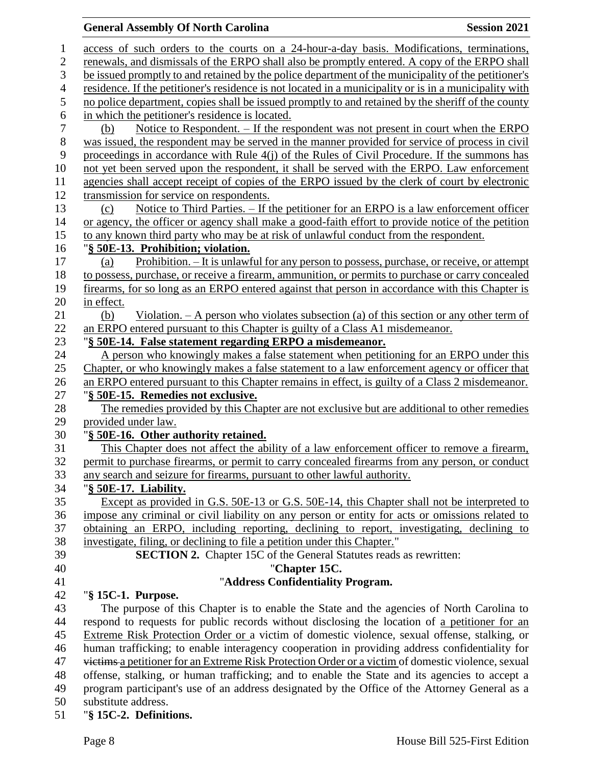access of such orders to the courts on a 24-hour-a-day basis. Modifications, terminations, renewals, and dismissals of the ERPO shall also be promptly entered. A copy of the ERPO shall be issued promptly to and retained by the police department of the municipality of the petitioner's residence. If the petitioner's residence is not located in a municipality or is in a municipality with no police department, copies shall be issued promptly to and retained by the sheriff of the county in which the petitioner's residence is located.

(b) Notice to Respondent. – If the respondent was not present in court when the ERPO was issued, the respondent may be served in the manner provided for service of process in civil proceedings in accordance with Rule 4(j) of the Rules of Civil Procedure. If the summons has not yet been served upon the respondent, it shall be served with the ERPO. Law enforcement agencies shall accept receipt of copies of the ERPO issued by the clerk of court by electronic transmission for service on respondents.

(c) Notice to Third Parties. – If the petitioner for an ERPO is a law enforcement officer or agency, the officer or agency shall make a good-faith effort to provide notice of the petition to any known third party who may be at risk of unlawful conduct from the respondent.

"**§ 50E-13. Prohibition; violation.**

(a) Prohibition. – It is unlawful for any person to possess, purchase, or receive, or attempt to possess, purchase, or receive a firearm, ammunition, or permits to purchase or carry concealed firearms, for so long as an ERPO entered against that person in accordance with this Chapter is in effect.

(b) Violation. – A person who violates subsection (a) of this section or any other term of an ERPO entered pursuant to this Chapter is guilty of a Class A1 misdemeanor.

"**§ 50E-14. False statement regarding ERPO a misdemeanor.**

A person who knowingly makes a false statement when petitioning for an ERPO under this Chapter, or who knowingly makes a false statement to a law enforcement agency or officer that an ERPO entered pursuant to this Chapter remains in effect, is guilty of a Class 2 misdemeanor.

"**§ 50E-15. Remedies not exclusive.**

The remedies provided by this Chapter are not exclusive but are additional to other remedies provided under law.

"**§ 50E-16. Other authority retained.**

This Chapter does not affect the ability of a law enforcement officer to remove a firearm, permit to purchase firearms, or permit to carry concealed firearms from any person, or conduct any search and seizure for firearms, pursuant to other lawful authority.

"**§ 50E-17. Liability.**

Except as provided in G.S. 50E-13 or G.S. 50E-14, this Chapter shall not be interpreted to impose any criminal or civil liability on any person or entity for acts or omissions related to obtaining an ERPO, including reporting, declining to report, investigating, declining to investigate, filing, or declining to file a petition under this Chapter."

**SECTION 2.** Chapter 15C of the General Statutes reads as rewritten:

"**Chapter 15C.**

"**Address Confidentiality Program.**

"**§ 15C-1. Purpose.**

The purpose of this Chapter is to enable the State and the agencies of North Carolina to respond to requests for public records without disclosing the location of a petitioner for an Extreme Risk Protection Order or a victim of domestic violence, sexual offense, stalking, or human trafficking; to enable interagency cooperation in providing address confidentiality for ~~victims~~ a petitioner for an Extreme Risk Protection Order or a victim of domestic violence, sexual offense, stalking, or human trafficking; and to enable the State and its agencies to accept a program participant's use of an address designated by the Office of the Attorney General as a substitute address.

"**§ 15C-2. Definitions.**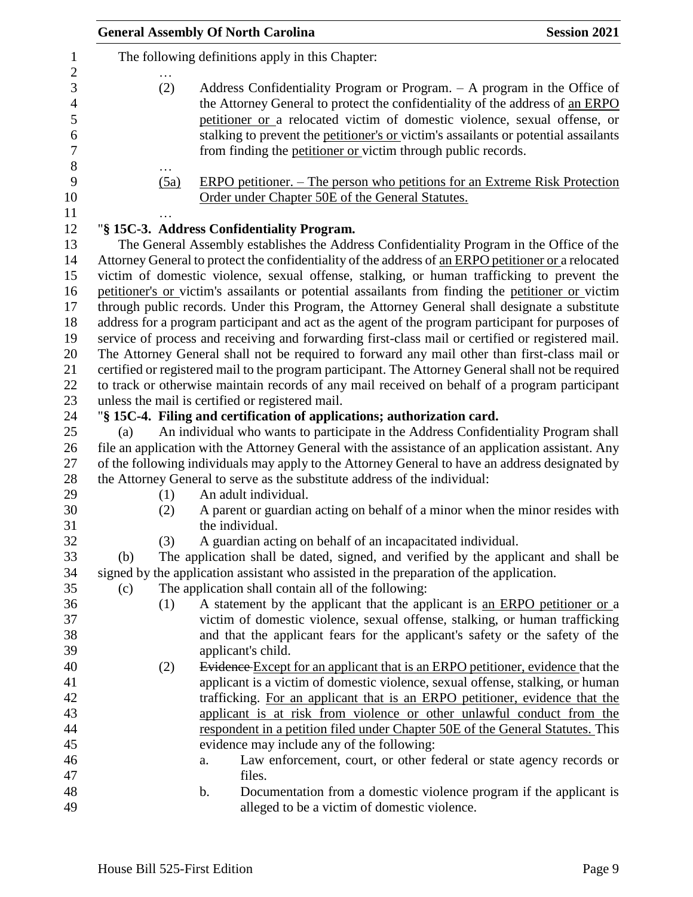The following definitions apply in this Chapter:

…

(2) Address Confidentiality Program or Program. – A program in the Office of the Attorney General to protect the confidentiality of the address of an ERPO petitioner or a relocated victim of domestic violence, sexual offense, or stalking to prevent the petitioner's or victim's assailants or potential assailants from finding the petitioner or victim through public records.

…

(5a) ERPO petitioner. – The person who petitions for an Extreme Risk Protection Order under Chapter 50E of the General Statutes.

…

"**§ 15C-3. Address Confidentiality Program.**

The General Assembly establishes the Address Confidentiality Program in the Office of the Attorney General to protect the confidentiality of the address of an ERPO petitioner or a relocated victim of domestic violence, sexual offense, stalking, or human trafficking to prevent the petitioner's or victim's assailants or potential assailants from finding the petitioner or victim through public records. Under this Program, the Attorney General shall designate a substitute address for a program participant and act as the agent of the program participant for purposes of service of process and receiving and forwarding first-class mail or certified or registered mail. The Attorney General shall not be required to forward any mail other than first-class mail or certified or registered mail to the program participant. The Attorney General shall not be required to track or otherwise maintain records of any mail received on behalf of a program participant unless the mail is certified or registered mail.

"**§ 15C-4. Filing and certification of applications; authorization card.**

(a) An individual who wants to participate in the Address Confidentiality Program shall file an application with the Attorney General with the assistance of an application assistant. Any of the following individuals may apply to the Attorney General to have an address designated by the Attorney General to serve as the substitute address of the individual:

(1) An adult individual.

(2) A parent or guardian acting on behalf of a minor when the minor resides with the individual.

(3) A guardian acting on behalf of an incapacitated individual.

(b) The application shall be dated, signed, and verified by the applicant and shall be signed by the application assistant who assisted in the preparation of the application.

(c) The application shall contain all of the following:

(1) A statement by the applicant that the applicant is an ERPO petitioner or a victim of domestic violence, sexual offense, stalking, or human trafficking and that the applicant fears for the applicant's safety or the safety of the applicant's child.

(2) ~~Evidence~~ Except for an applicant that is an ERPO petitioner, evidence that the applicant is a victim of domestic violence, sexual offense, stalking, or human trafficking. For an applicant that is an ERPO petitioner, evidence that the applicant is at risk from violence or other unlawful conduct from the respondent in a petition filed under Chapter 50E of the General Statutes. This evidence may include any of the following:

a. Law enforcement, court, or other federal or state agency records or files.

b. Documentation from a domestic violence program if the applicant is alleged to be a victim of domestic violence.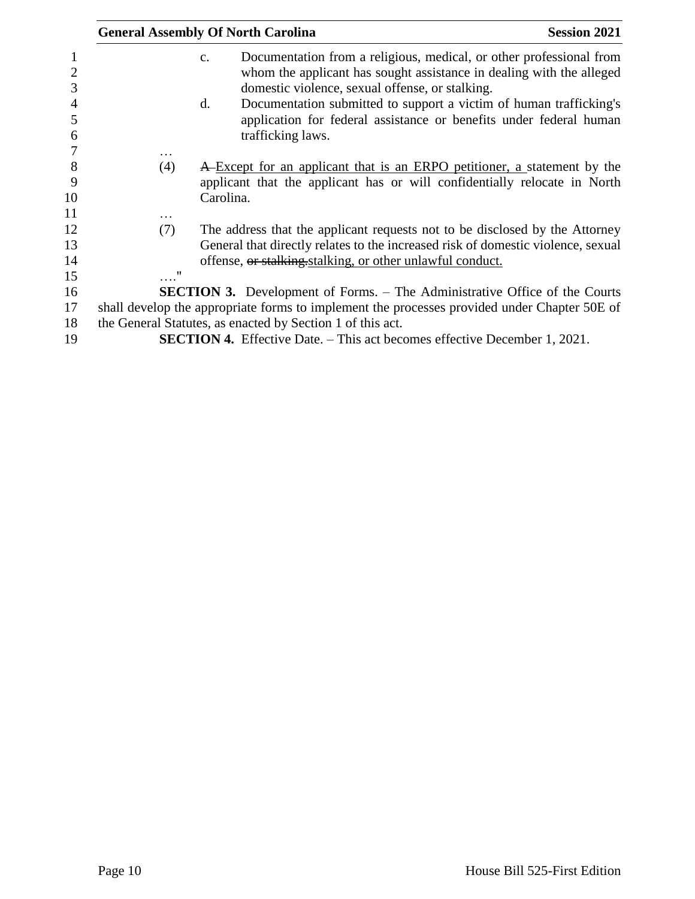c. Documentation from a religious, medical, or other professional from whom the applicant has sought assistance in dealing with the alleged domestic violence, sexual offense, or stalking.

d. Documentation submitted to support a victim of human trafficking's application for federal assistance or benefits under federal human trafficking laws.

…

(4) ~~A~~ Except for an applicant that is an ERPO petitioner, a statement by the applicant that the applicant has or will confidentially relocate in North Carolina.

…

(7) The address that the applicant requests not to be disclosed by the Attorney General that directly relates to the increased risk of domestic violence, sexual offense, ~~or stalking.~~stalking, or other unlawful conduct.

…."

**SECTION 3.** Development of Forms. – The Administrative Office of the Courts shall develop the appropriate forms to implement the processes provided under Chapter 50E of the General Statutes, as enacted by Section 1 of this act.

**SECTION 4.** Effective Date. – This act becomes effective December 1, 2021.